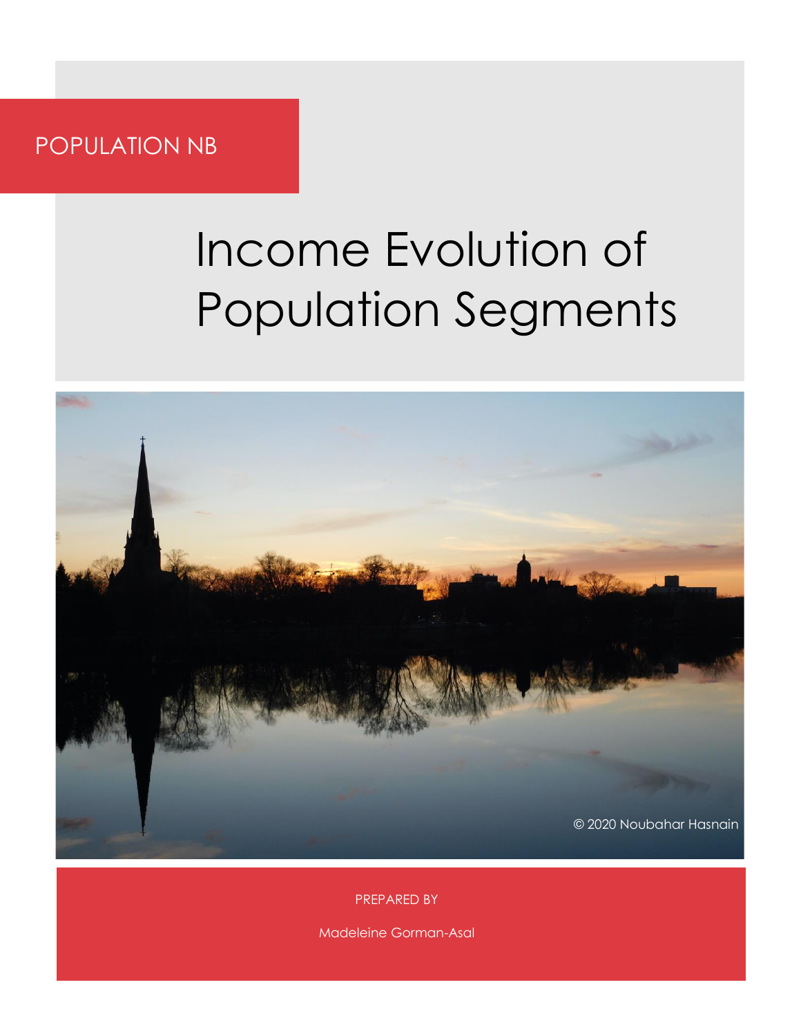POPULATION NB

# Income Evolution of Population Segments

© 2020 Noubahar Hasnain

PREPARED BY

Madeleine Gorman-Asal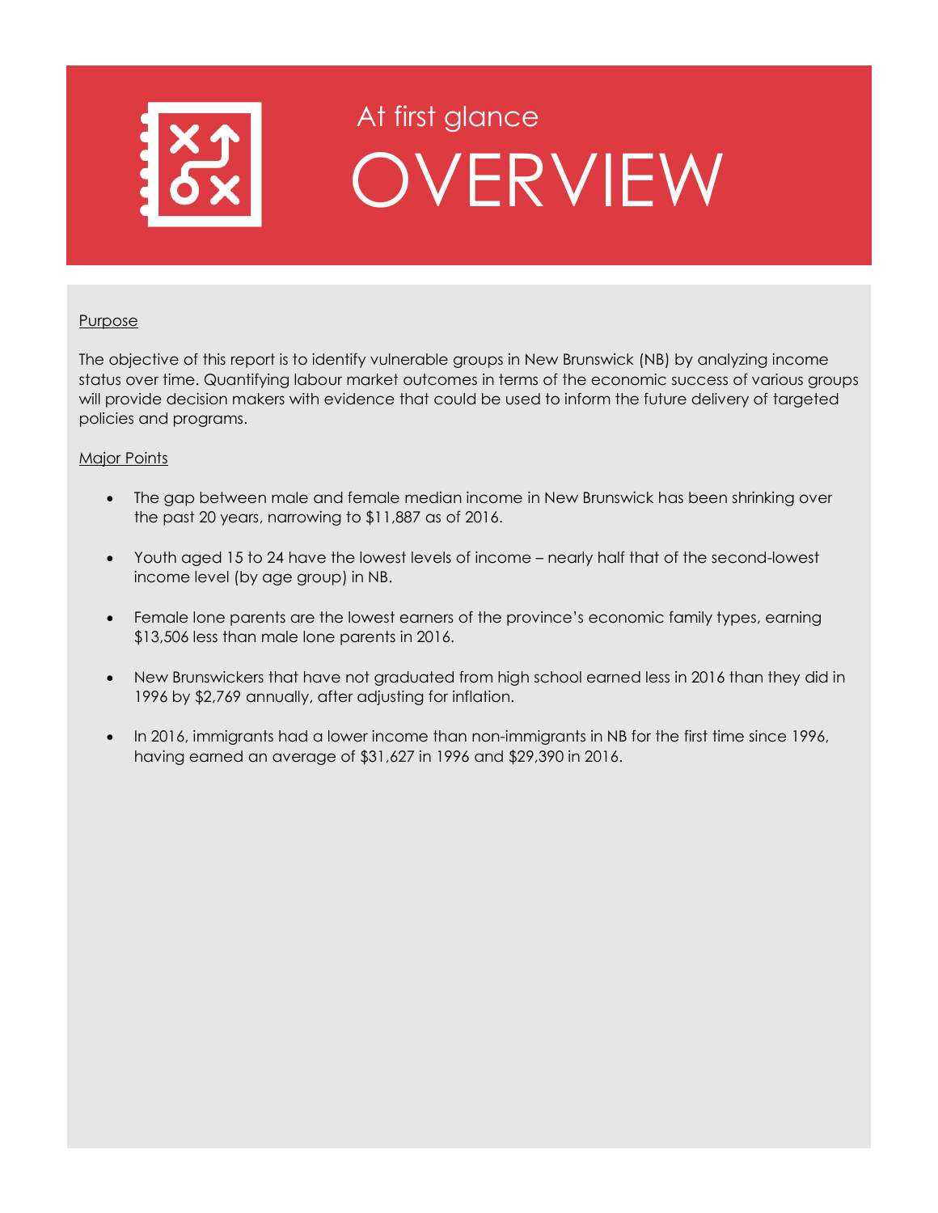At first glance

# OVERVIEW

Purpose

The objective of this report is to identify vulnerable groups in New Brunswick (NB) by analyzing income status over time. Quantifying labour market outcomes in terms of the economic success of various groups will provide decision makers with evidence that could be used to inform the future delivery of targeted policies and programs.

Major Points

- The gap between male and female median income in New Brunswick has been shrinking over the past 20 years, narrowing to $11,887 as of 2016.
- Youth aged 15 to 24 have the lowest levels of income – nearly half that of the second-lowest income level (by age group) in NB.
- Female lone parents are the lowest earners of the province's economic family types, earning $13,506 less than male lone parents in 2016.
- New Brunswickers that have not graduated from high school earned less in 2016 than they did in 1996 by $2,769 annually, after adjusting for inflation.
- In 2016, immigrants had a lower income than non-immigrants in NB for the first time since 1996, having earned an average of $31,627 in 1996 and $29,390 in 2016.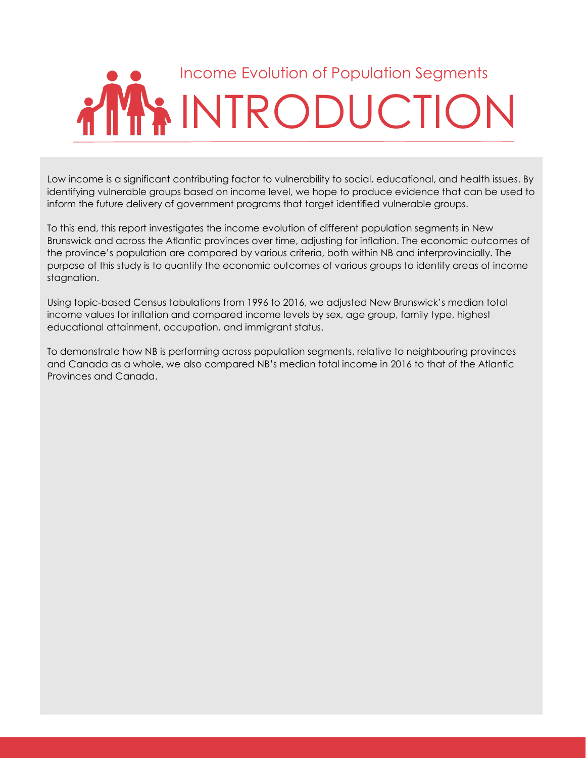Income Evolution of Population Segments

# INTRODUCTION

Low income is a significant contributing factor to vulnerability to social, educational, and health issues. By identifying vulnerable groups based on income level, we hope to produce evidence that can be used to inform the future delivery of government programs that target identified vulnerable groups.

To this end, this report investigates the income evolution of different population segments in New Brunswick and across the Atlantic provinces over time, adjusting for inflation. The economic outcomes of the province's population are compared by various criteria, both within NB and interprovincially. The purpose of this study is to quantify the economic outcomes of various groups to identify areas of income stagnation.

Using topic-based Census tabulations from 1996 to 2016, we adjusted New Brunswick's median total income values for inflation and compared income levels by sex, age group, family type, highest educational attainment, occupation, and immigrant status.

To demonstrate how NB is performing across population segments, relative to neighbouring provinces and Canada as a whole, we also compared NB's median total income in 2016 to that of the Atlantic Provinces and Canada.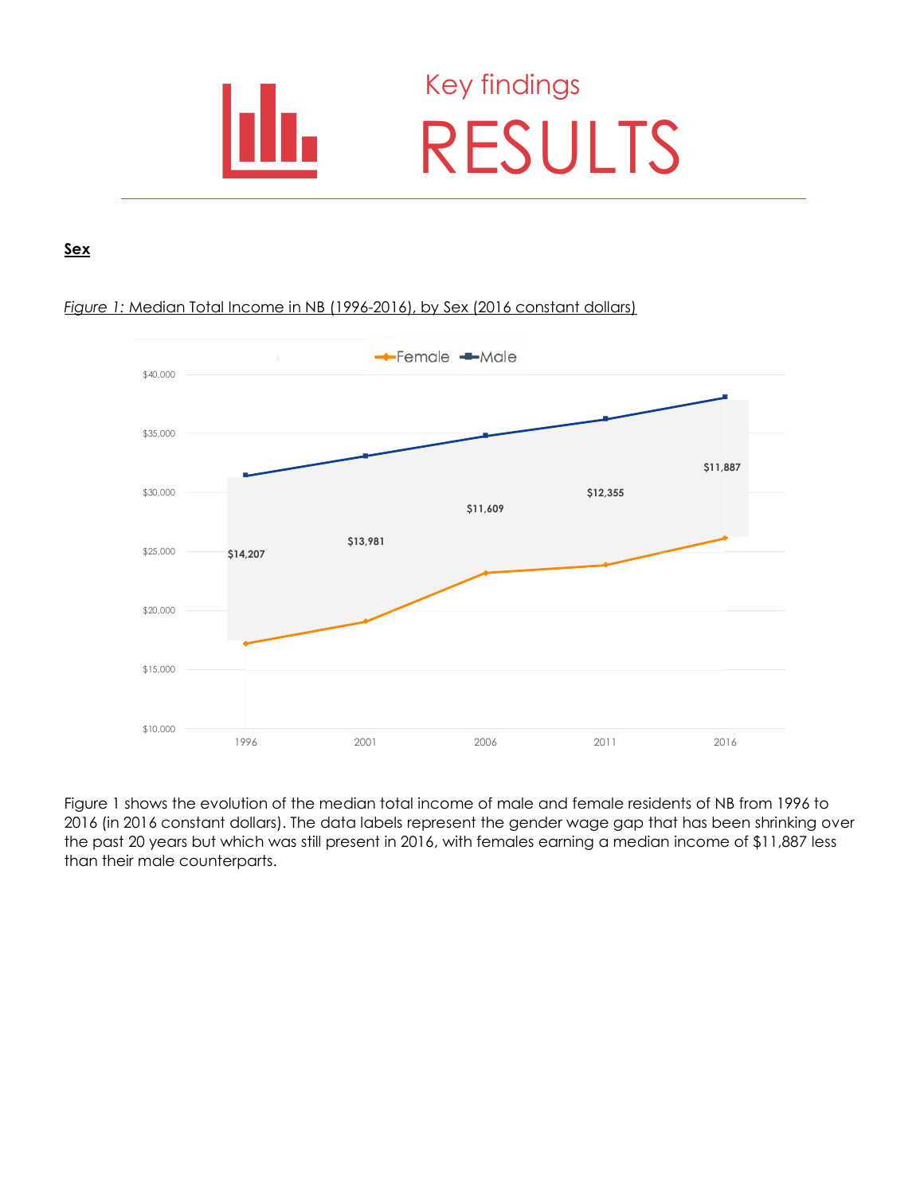# Key findings
# RESULTS

**Sex**

*Figure 1:* Median Total Income in NB (1996-2016), by Sex (2016 constant dollars)

Figure 1 shows the evolution of the median total income of male and female residents of NB from 1996 to 2016 (in 2016 constant dollars). The data labels represent the gender wage gap that has been shrinking over the past 20 years but which was still present in 2016, with females earning a median income of $11,887 less than their male counterparts.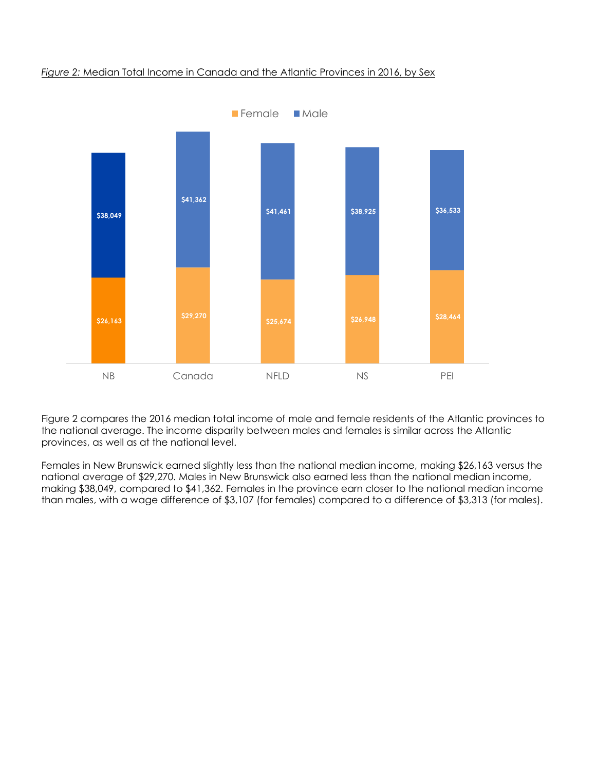*Figure 2:* Median Total Income in Canada and the Atlantic Provinces in 2016, by Sex

| | Female | Male |
|---|---|---|
| NB | $26,163 | $38,049 |
| Canada | $29,270 | $41,362 |
| NFLD | $25,674 | $41,461 |
| NS | $26,948 | $38,925 |
| PEI | $28,464 | $36,533 |

Figure 2 compares the 2016 median total income of male and female residents of the Atlantic provinces to the national average. The income disparity between males and females is similar across the Atlantic provinces, as well as at the national level.

Females in New Brunswick earned slightly less than the national median income, making $26,163 versus the national average of $29,270. Males in New Brunswick also earned less than the national median income, making $38,049, compared to $41,362. Females in the province earn closer to the national median income than males, with a wage difference of $3,107 (for females) compared to a difference of $3,313 (for males).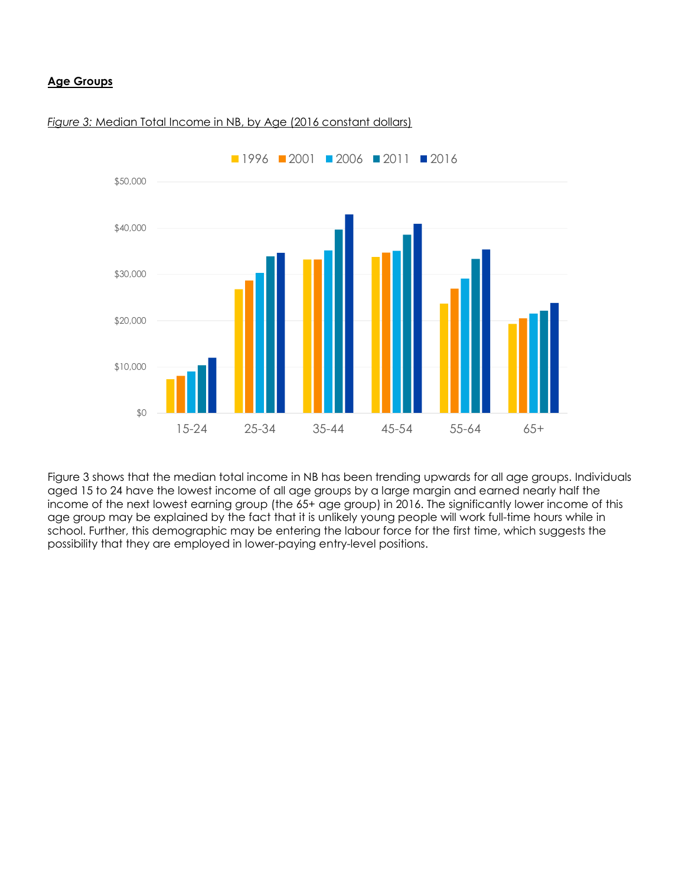**Age Groups**

*Figure 3:* Median Total Income in NB, by Age (2016 constant dollars)

Figure 3 shows that the median total income in NB has been trending upwards for all age groups. Individuals aged 15 to 24 have the lowest income of all age groups by a large margin and earned nearly half the income of the next lowest earning group (the 65+ age group) in 2016. The significantly lower income of this age group may be explained by the fact that it is unlikely young people will work full-time hours while in school. Further, this demographic may be entering the labour force for the first time, which suggests the possibility that they are employed in lower-paying entry-level positions.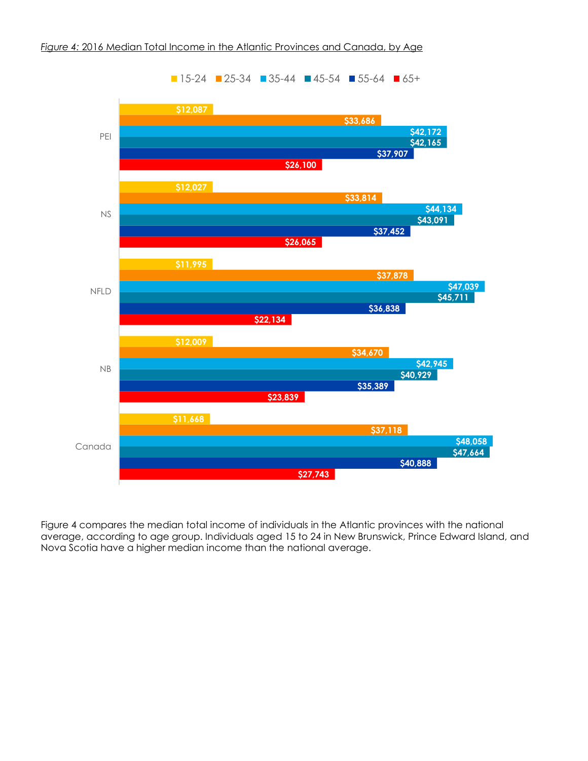*Figure 4:* 2016 Median Total Income in the Atlantic Provinces and Canada, by Age

| | 15-24 | 25-34 | 35-44 | 45-54 | 55-64 | 65+ |
|---|---|---|---|---|---|---|
| PEI | $12,087 | $33,686 | $42,172 | $42,165 | $37,907 | $26,100 |
| NS | $12,027 | $33,814 | $44,134 | $43,091 | $37,452 | $26,065 |
| NFLD | $11,995 | $37,878 | $47,039 | $45,711 | $36,838 | $22,134 |
| NB | $12,009 | $34,670 | $42,945 | $40,929 | $35,389 | $23,839 |
| Canada | $11,668 | $37,118 | $48,058 | $47,664 | $40,888 | $27,743 |

Figure 4 compares the median total income of individuals in the Atlantic provinces with the national average, according to age group. Individuals aged 15 to 24 in New Brunswick, Prince Edward Island, and Nova Scotia have a higher median income than the national average.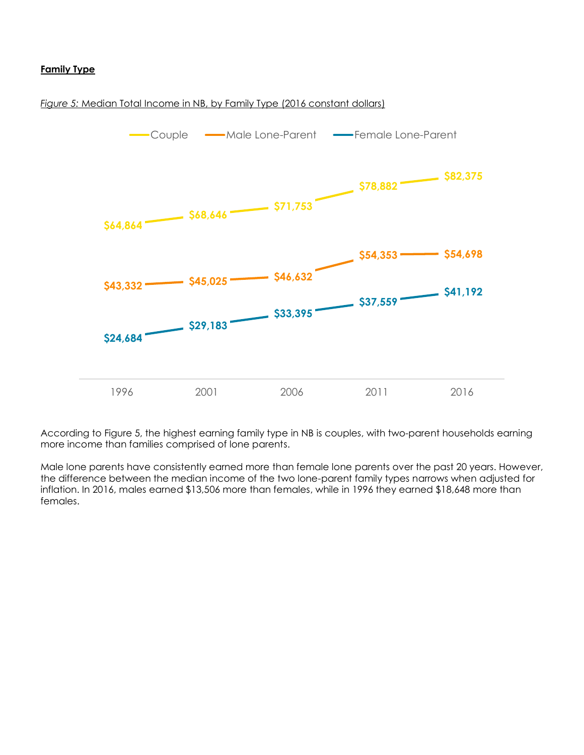**Family Type**

*Figure 5:* Median Total Income in NB, by Family Type (2016 constant dollars)

| Year | Couple | Male Lone-Parent | Female Lone-Parent |
| --- | --- | --- | --- |
| 1996 | $64,864 | $43,332 | $24,684 |
| 2001 | $68,646 | $45,025 | $29,183 |
| 2006 | $71,753 | $46,632 | $33,395 |
| 2011 | $78,882 | $54,353 | $37,559 |
| 2016 | $82,375 | $54,698 | $41,192 |

According to Figure 5, the highest earning family type in NB is couples, with two-parent households earning more income than families comprised of lone parents.

Male lone parents have consistently earned more than female lone parents over the past 20 years. However, the difference between the median income of the two lone-parent family types narrows when adjusted for inflation. In 2016, males earned $13,506 more than females, while in 1996 they earned $18,648 more than females.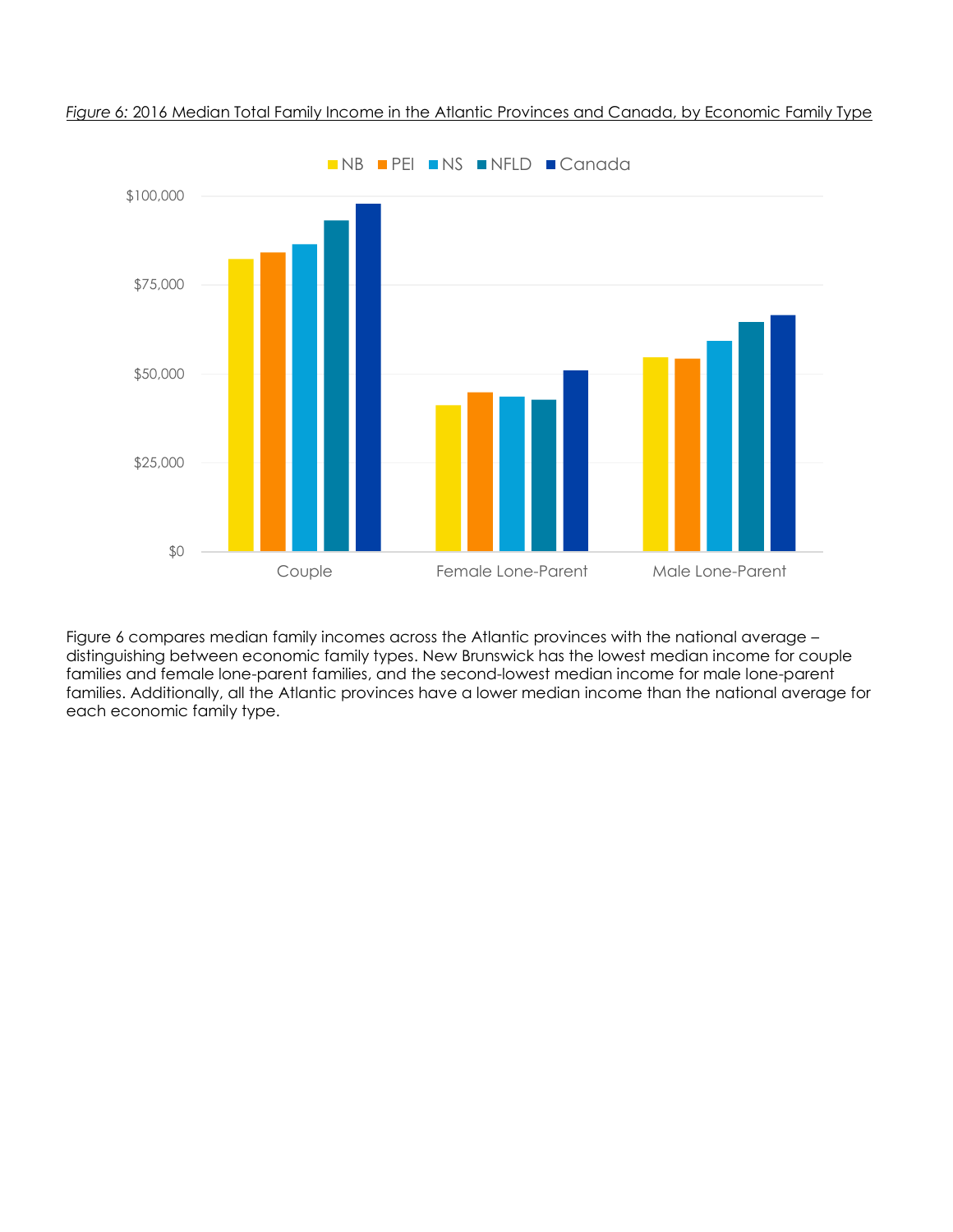*Figure 6:* 2016 Median Total Family Income in the Atlantic Provinces and Canada, by Economic Family Type

Figure 6 compares median family incomes across the Atlantic provinces with the national average – distinguishing between economic family types. New Brunswick has the lowest median income for couple families and female lone-parent families, and the second-lowest median income for male lone-parent families. Additionally, all the Atlantic provinces have a lower median income than the national average for each economic family type.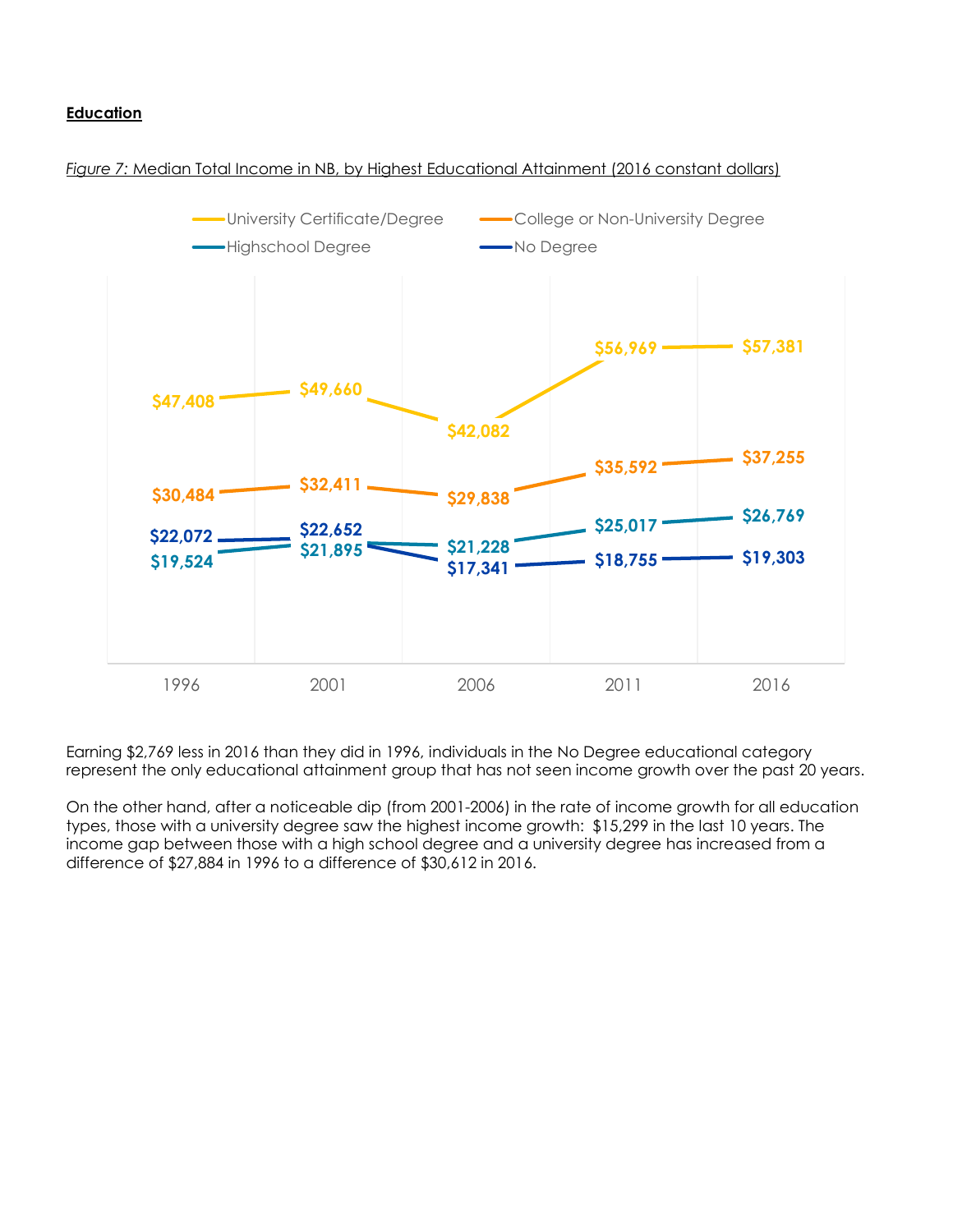**Education**

*Figure 7:* Median Total Income in NB, by Highest Educational Attainment (2016 constant dollars)

| | 1996 | 2001 | 2006 | 2011 | 2016 |
|---|---|---|---|---|---|
| University Certificate/Degree | $47,408 | $49,660 | $42,082 | $56,969 | $57,381 |
| College or Non-University Degree | $30,484 | $32,411 | $29,838 | $35,592 | $37,255 |
| Highschool Degree | $19,524 | $21,895 | $21,228 | $25,017 | $26,769 |
| No Degree | $22,072 | $22,652 | $17,341 | $18,755 | $19,303 |

Earning $2,769 less in 2016 than they did in 1996, individuals in the No Degree educational category represent the only educational attainment group that has not seen income growth over the past 20 years.

On the other hand, after a noticeable dip (from 2001-2006) in the rate of income growth for all education types, those with a university degree saw the highest income growth: $15,299 in the last 10 years. The income gap between those with a high school degree and a university degree has increased from a difference of $27,884 in 1996 to a difference of $30,612 in 2016.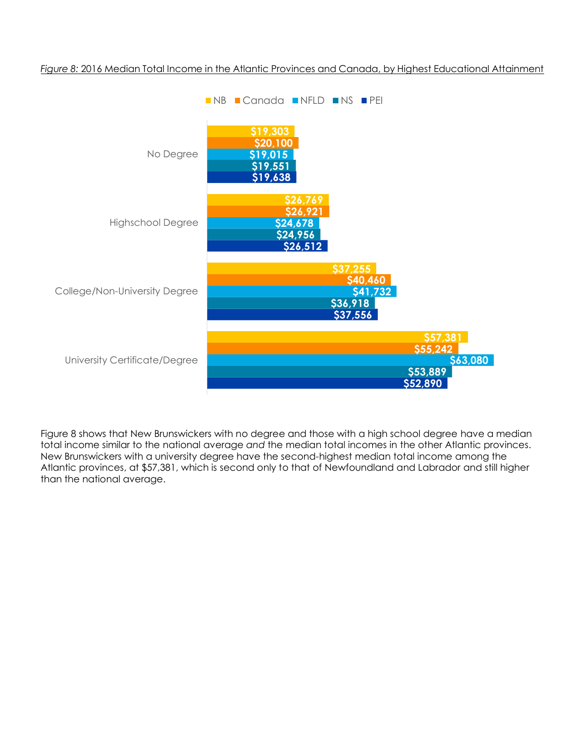*Figure 8:* 2016 Median Total Income in the Atlantic Provinces and Canada, by Highest Educational Attainment

| | NB | Canada | NFLD | NS | PEI |
|---|---|---|---|---|---|
| No Degree | $19,303 | $20,100 | $19,015 | $19,551 | $19,638 |
| Highschool Degree | $26,769 | $26,921 | $24,678 | $24,956 | $26,512 |
| College/Non-University Degree | $37,255 | $40,460 | $41,732 | $36,918 | $37,556 |
| University Certificate/Degree | $57,381 | $55,242 | $63,080 | $53,889 | $52,890 |

Figure 8 shows that New Brunswickers with no degree and those with a high school degree have a median total income similar to the national average *and* the median total incomes in the other Atlantic provinces. New Brunswickers with a university degree have the second-highest median total income among the Atlantic provinces, at $57,381, which is second only to that of Newfoundland and Labrador and still higher than the national average.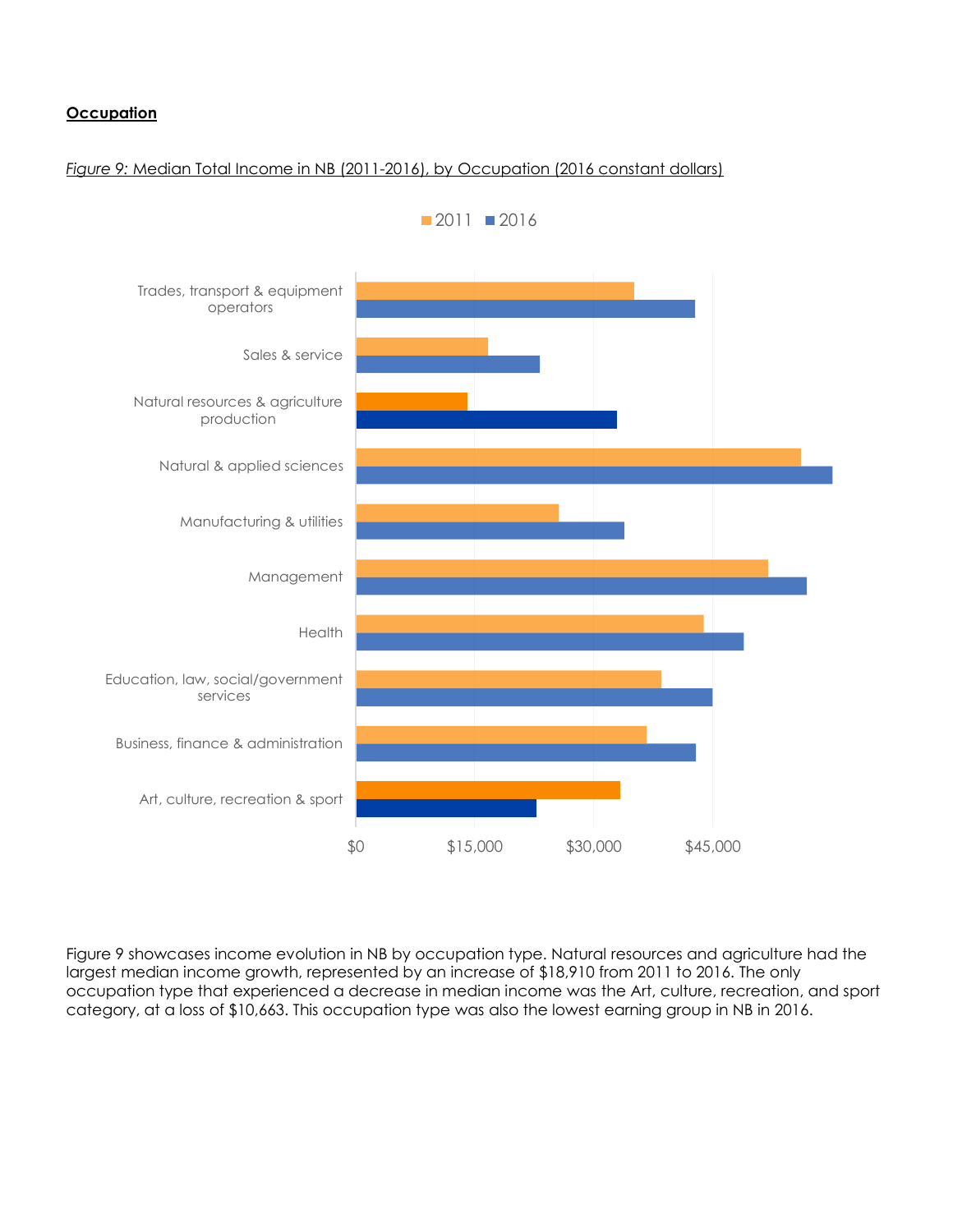**Occupation**

*Figure 9:* Median Total Income in NB (2011-2016), by Occupation (2016 constant dollars)

Figure 9 showcases income evolution in NB by occupation type. Natural resources and agriculture had the largest median income growth, represented by an increase of $18,910 from 2011 to 2016. The only occupation type that experienced a decrease in median income was the Art, culture, recreation, and sport category, at a loss of $10,663. This occupation type was also the lowest earning group in NB in 2016.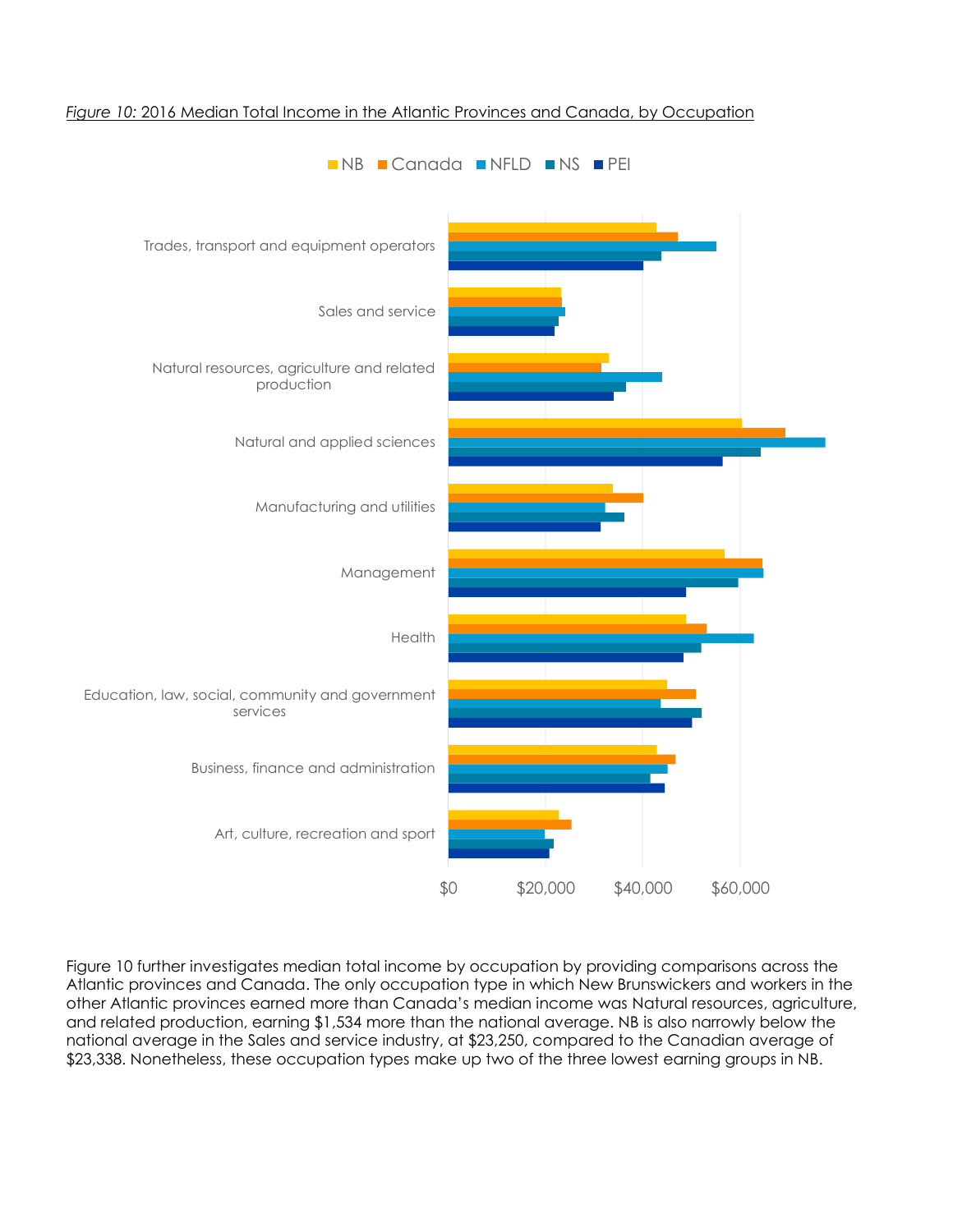*Figure 10:* 2016 Median Total Income in the Atlantic Provinces and Canada, by Occupation

Figure 10 further investigates median total income by occupation by providing comparisons across the Atlantic provinces and Canada. The only occupation type in which New Brunswickers and workers in the other Atlantic provinces earned more than Canada's median income was Natural resources, agriculture, and related production, earning $1,534 more than the national average. NB is also narrowly below the national average in the Sales and service industry, at $23,250, compared to the Canadian average of $23,338. Nonetheless, these occupation types make up two of the three lowest earning groups in NB.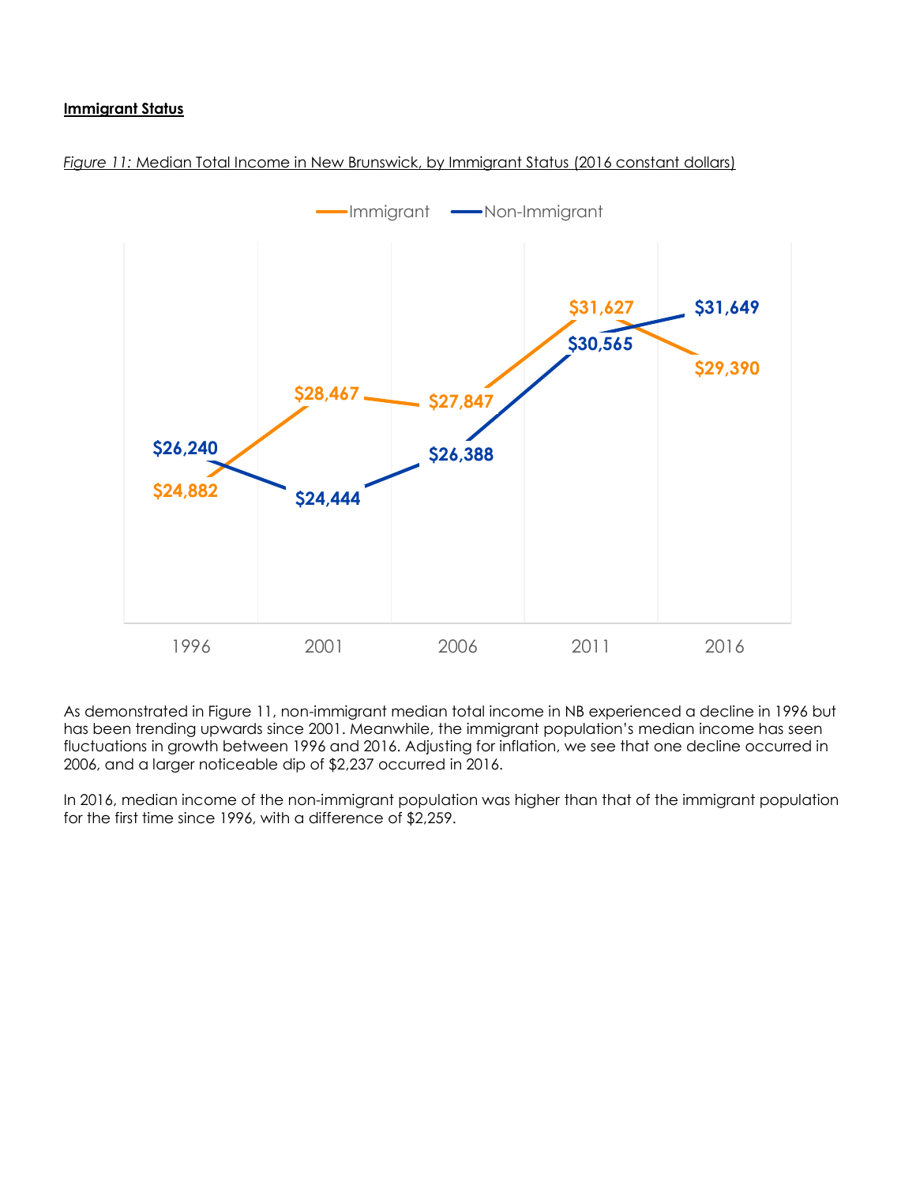**Immigrant Status**

*Figure 11:* Median Total Income in New Brunswick, by Immigrant Status (2016 constant dollars)

| Year | Immigrant | Non-Immigrant |
|---|---|---|
| 1996 | $24,882 | $26,240 |
| 2001 | $28,467 | $24,444 |
| 2006 | $27,847 | $26,388 |
| 2011 | $31,627 | $30,565 |
| 2016 | $29,390 | $31,649 |

As demonstrated in Figure 11, non-immigrant median total income in NB experienced a decline in 1996 but has been trending upwards since 2001. Meanwhile, the immigrant population's median income has seen fluctuations in growth between 1996 and 2016. Adjusting for inflation, we see that one decline occurred in 2006, and a larger noticeable dip of $2,237 occurred in 2016.

In 2016, median income of the non-immigrant population was higher than that of the immigrant population for the first time since 1996, with a difference of $2,259.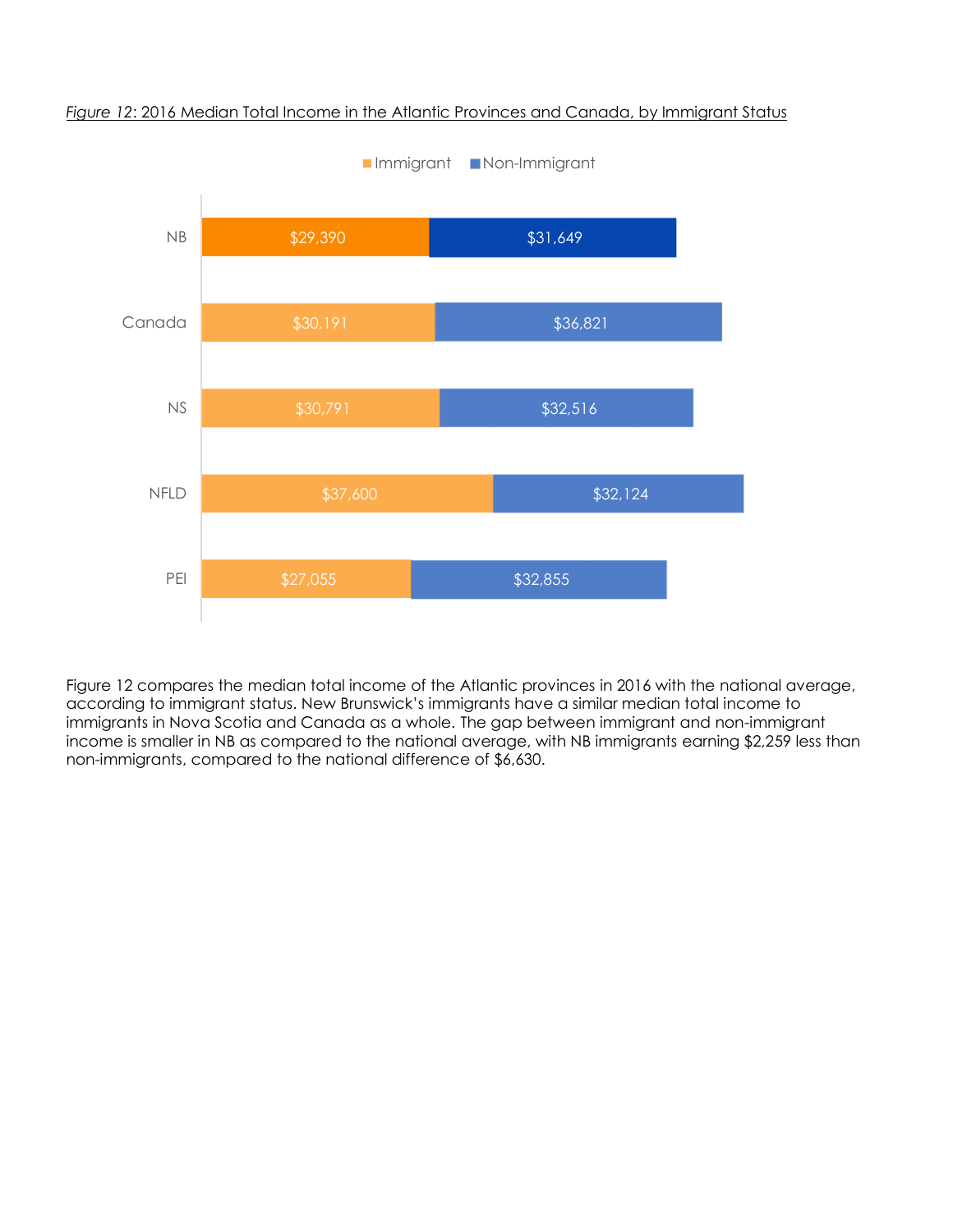*Figure 12*: 2016 Median Total Income in the Atlantic Provinces and Canada, by Immigrant Status

| | Immigrant | Non-Immigrant |
|---|---|---|
| NB | $29,390 | $31,649 |
| Canada | $30,191 | $36,821 |
| NS | $30,791 | $32,516 |
| NFLD | $37,600 | $32,124 |
| PEI | $27,055 | $32,855 |

Figure 12 compares the median total income of the Atlantic provinces in 2016 with the national average, according to immigrant status. New Brunswick's immigrants have a similar median total income to immigrants in Nova Scotia and Canada as a whole. The gap between immigrant and non-immigrant income is smaller in NB as compared to the national average, with NB immigrants earning $2,259 less than non-immigrants, compared to the national difference of $6,630.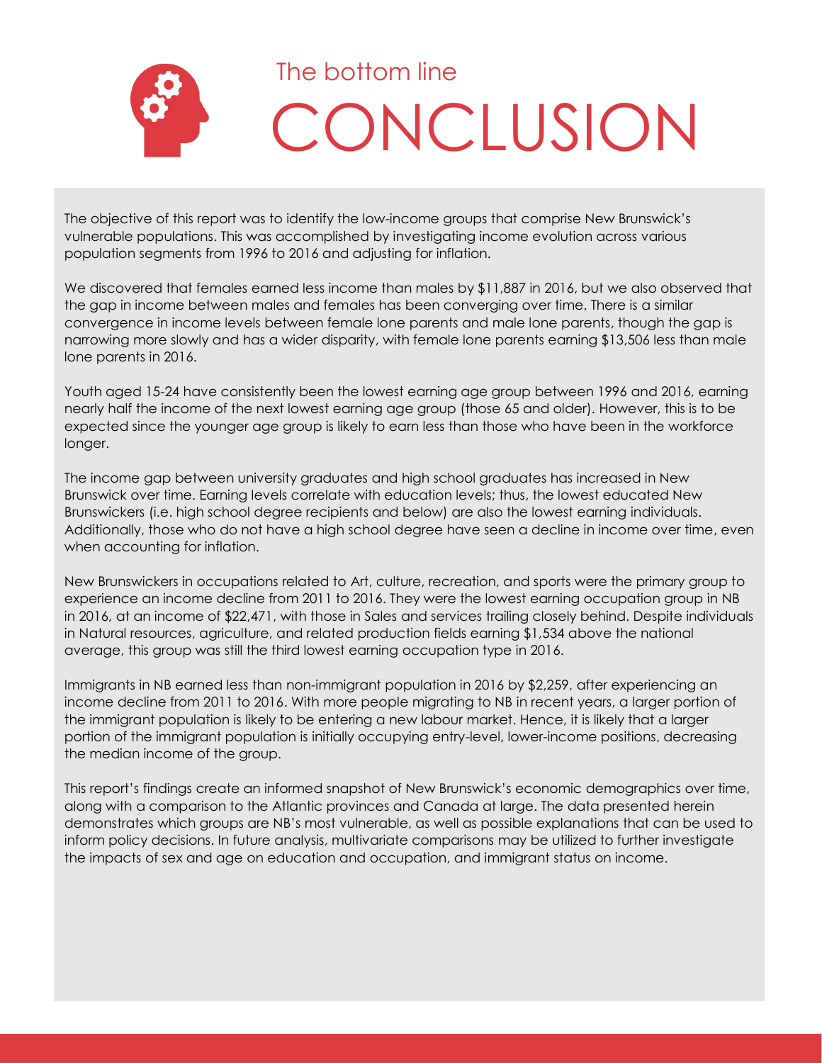The bottom line

# CONCLUSION

The objective of this report was to identify the low-income groups that comprise New Brunswick's vulnerable populations. This was accomplished by investigating income evolution across various population segments from 1996 to 2016 and adjusting for inflation.

We discovered that females earned less income than males by $11,887 in 2016, but we also observed that the gap in income between males and females has been converging over time. There is a similar convergence in income levels between female lone parents and male lone parents, though the gap is narrowing more slowly and has a wider disparity, with female lone parents earning $13,506 less than male lone parents in 2016.

Youth aged 15-24 have consistently been the lowest earning age group between 1996 and 2016, earning nearly half the income of the next lowest earning age group (those 65 and older). However, this is to be expected since the younger age group is likely to earn less than those who have been in the workforce longer.

The income gap between university graduates and high school graduates has increased in New Brunswick over time. Earning levels correlate with education levels; thus, the lowest educated New Brunswickers (i.e. high school degree recipients and below) are also the lowest earning individuals. Additionally, those who do not have a high school degree have seen a decline in income over time, even when accounting for inflation.

New Brunswickers in occupations related to Art, culture, recreation, and sports were the primary group to experience an income decline from 2011 to 2016. They were the lowest earning occupation group in NB in 2016, at an income of $22,471, with those in Sales and services trailing closely behind. Despite individuals in Natural resources, agriculture, and related production fields earning $1,534 above the national average, this group was still the third lowest earning occupation type in 2016.

Immigrants in NB earned less than non-immigrant population in 2016 by $2,259, after experiencing an income decline from 2011 to 2016. With more people migrating to NB in recent years, a larger portion of the immigrant population is likely to be entering a new labour market. Hence, it is likely that a larger portion of the immigrant population is initially occupying entry-level, lower-income positions, decreasing the median income of the group.

This report's findings create an informed snapshot of New Brunswick's economic demographics over time, along with a comparison to the Atlantic provinces and Canada at large. The data presented herein demonstrates which groups are NB's most vulnerable, as well as possible explanations that can be used to inform policy decisions. In future analysis, multivariate comparisons may be utilized to further investigate the impacts of sex and age on education and occupation, and immigrant status on income.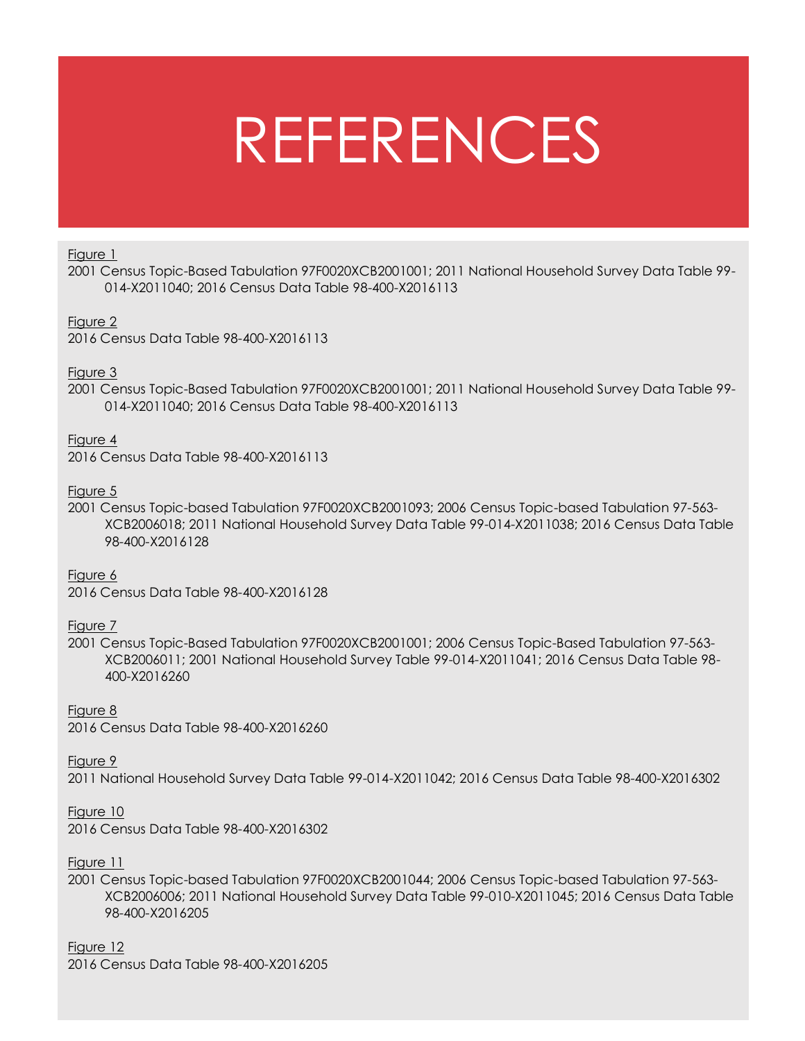# REFERENCES

Figure 1

2001 Census Topic-Based Tabulation 97F0020XCB2001001; 2011 National Household Survey Data Table 99-014-X2011040; 2016 Census Data Table 98-400-X2016113

Figure 2

2016 Census Data Table 98-400-X2016113

Figure 3

2001 Census Topic-Based Tabulation 97F0020XCB2001001; 2011 National Household Survey Data Table 99-014-X2011040; 2016 Census Data Table 98-400-X2016113

Figure 4

2016 Census Data Table 98-400-X2016113

Figure 5

2001 Census Topic-based Tabulation 97F0020XCB2001093; 2006 Census Topic-based Tabulation 97-563-XCB2006018; 2011 National Household Survey Data Table 99-014-X2011038; 2016 Census Data Table 98-400-X2016128

Figure 6

2016 Census Data Table 98-400-X2016128

Figure 7

2001 Census Topic-Based Tabulation 97F0020XCB2001001; 2006 Census Topic-Based Tabulation 97-563-XCB2006011; 2001 National Household Survey Table 99-014-X2011041; 2016 Census Data Table 98-400-X2016260

Figure 8

2016 Census Data Table 98-400-X2016260

Figure 9

2011 National Household Survey Data Table 99-014-X2011042; 2016 Census Data Table 98-400-X2016302

Figure 10

2016 Census Data Table 98-400-X2016302

Figure 11

2001 Census Topic-based Tabulation 97F0020XCB2001044; 2006 Census Topic-based Tabulation 97-563-XCB2006006; 2011 National Household Survey Data Table 99-010-X2011045; 2016 Census Data Table 98-400-X2016205

Figure 12

2016 Census Data Table 98-400-X2016205